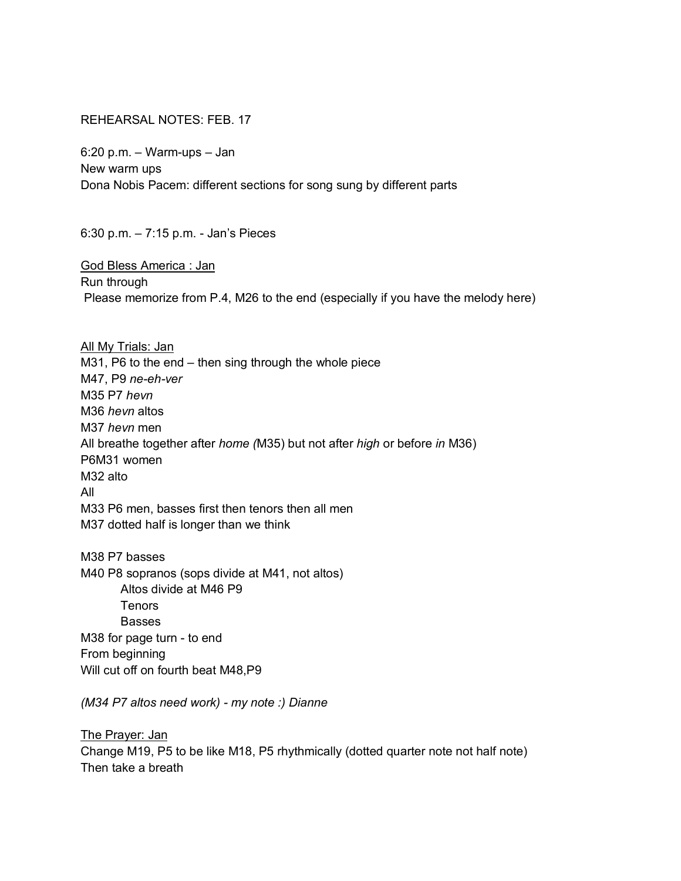REHEARSAL NOTES: FEB. 17

6:20 p.m. – Warm-ups – Jan
New warm ups
Dona Nobis Pacem: different sections for song sung by different parts

6:30 p.m. – 7:15 p.m. - Jan's Pieces

<u>God Bless America : Jan</u>
Run through
Please memorize from P.4, M26 to the end (especially if you have the melody here)

<u>All My Trials: Jan</u>
M31, P6 to the end – then sing through the whole piece
M47, P9 *ne-eh-ver*
M35 P7 *hevn*
M36 *hevn* altos
M37 *hevn* men
All breathe together after *home (*M35) but not after *high* or before *in* M36)
P6M31 women
M32 alto
All
M33 P6 men, basses first then tenors then all men
M37 dotted half is longer than we think

M38 P7 basses
M40 P8 sopranos (sops divide at M41, not altos)
    Altos divide at M46 P9
    Tenors
    Basses
M38 for page turn - to end
From beginning
Will cut off on fourth beat M48,P9

*(M34 P7 altos need work) - my note :) Dianne*

<u>The Prayer: Jan</u>
Change M19, P5 to be like M18, P5 rhythmically (dotted quarter note not half note)
Then take a breath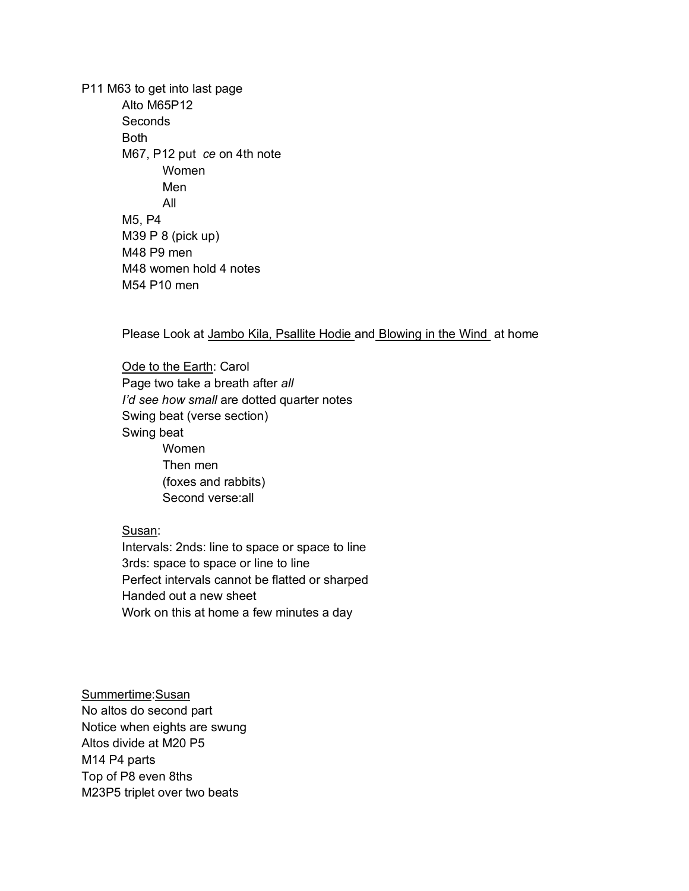P11 M63 to get into last page

- Alto M65P12
- Seconds
- Both
- M67, P12 put *ce* on 4th note
    - Women
    - Men
    - All
- M5, P4
- M39 P 8 (pick up)
- M48 P9 men
- M48 women hold 4 notes
- M54 P10 men

Please Look at <u>Jambo Kila, Psallite Hodie</u> and <u>Blowing in the Wind</u> at home

<u>Ode to the Earth</u>: Carol

- Page two take a breath after *all*
- *I'd see how small* are dotted quarter notes
- Swing beat (verse section)
- Swing beat
    - Women
    - Then men
    - (foxes and rabbits)
    - Second verse:all

<u>Susan</u>:

- Intervals: 2nds: line to space or space to line
- 3rds: space to space or line to line
- Perfect intervals cannot be flatted or sharped
- Handed out a new sheet
- Work on this at home a few minutes a day

<u>Summertime</u>:<u>Susan</u>

No altos do second part

Notice when eights are swung

Altos divide at M20 P5

M14 P4 parts

Top of P8 even 8ths

M23P5 triplet over two beats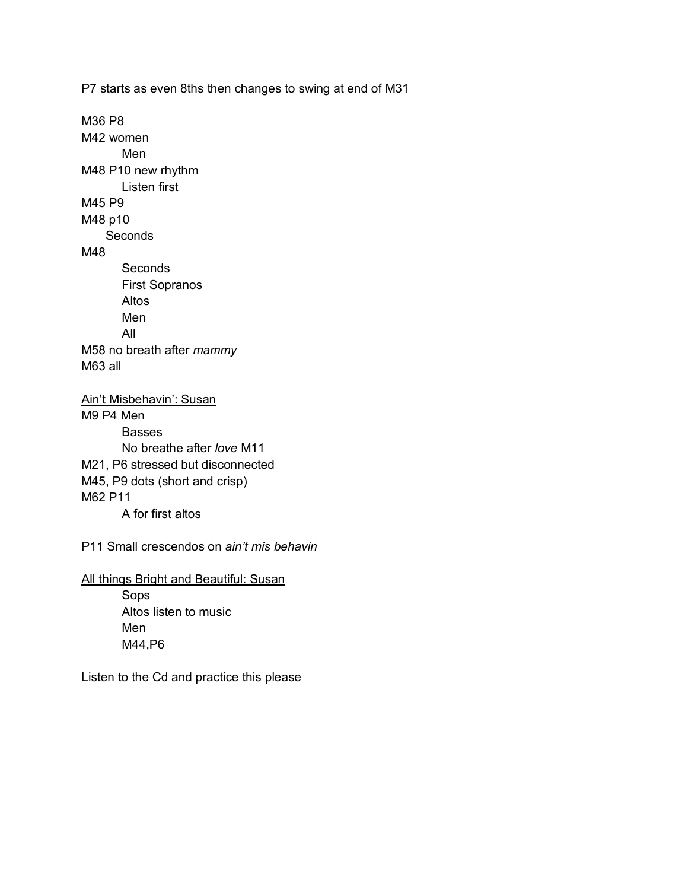P7 starts as even 8ths then changes to swing at end of M31

M36 P8
M42 women
    Men
M48 P10 new rhythm
    Listen first
M45 P9
M48 p10
    Seconds
M48
    Seconds
    First Sopranos
    Altos
    Men
    All
M58 no breath after *mammy*
M63 all

<u>Ain't Misbehavin': Susan</u>
M9 P4 Men
    Basses
    No breathe after *love* M11
M21, P6 stressed but disconnected
M45, P9 dots (short and crisp)
M62 P11
    A for first altos

P11 Small crescendos on *ain't mis behavin*

<u>All things Bright and Beautiful: Susan</u>
    Sops
    Altos listen to music
    Men
    M44,P6

Listen to the Cd and practice this please